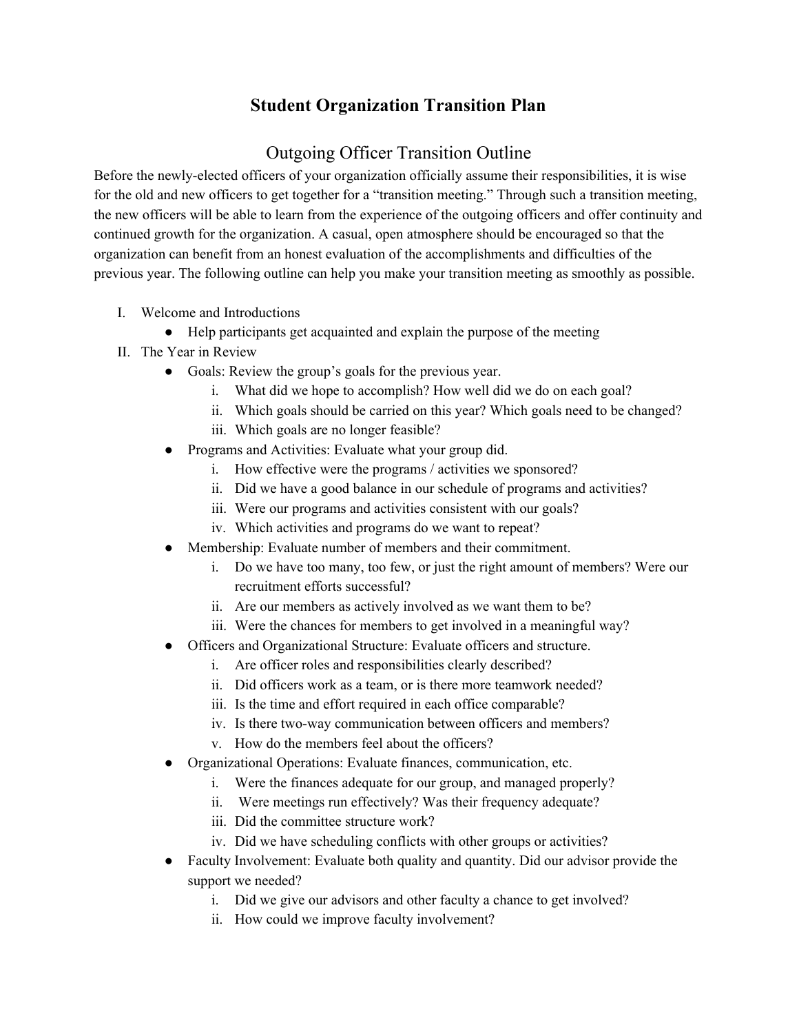# Student Organization Transition Plan

## Outgoing Officer Transition Outline

Before the newly-elected officers of your organization officially assume their responsibilities, it is wise for the old and new officers to get together for a "transition meeting." Through such a transition meeting, the new officers will be able to learn from the experience of the outgoing officers and offer continuity and continued growth for the organization. A casual, open atmosphere should be encouraged so that the organization can benefit from an honest evaluation of the accomplishments and difficulties of the previous year. The following outline can help you make your transition meeting as smoothly as possible.

I. Welcome and Introductions
   - Help participants get acquainted and explain the purpose of the meeting

II. The Year in Review
   - Goals: Review the group's goals for the previous year.
      i. What did we hope to accomplish? How well did we do on each goal?
      ii. Which goals should be carried on this year? Which goals need to be changed?
      iii. Which goals are no longer feasible?
   - Programs and Activities: Evaluate what your group did.
      i. How effective were the programs / activities we sponsored?
      ii. Did we have a good balance in our schedule of programs and activities?
      iii. Were our programs and activities consistent with our goals?
      iv. Which activities and programs do we want to repeat?
   - Membership: Evaluate number of members and their commitment.
      i. Do we have too many, too few, or just the right amount of members? Were our recruitment efforts successful?
      ii. Are our members as actively involved as we want them to be?
      iii. Were the chances for members to get involved in a meaningful way?
   - Officers and Organizational Structure: Evaluate officers and structure.
      i. Are officer roles and responsibilities clearly described?
      ii. Did officers work as a team, or is there more teamwork needed?
      iii. Is the time and effort required in each office comparable?
      iv. Is there two-way communication between officers and members?
      v. How do the members feel about the officers?
   - Organizational Operations: Evaluate finances, communication, etc.
      i. Were the finances adequate for our group, and managed properly?
      ii. Were meetings run effectively? Was their frequency adequate?
      iii. Did the committee structure work?
      iv. Did we have scheduling conflicts with other groups or activities?
   - Faculty Involvement: Evaluate both quality and quantity. Did our advisor provide the support we needed?
      i. Did we give our advisors and other faculty a chance to get involved?
      ii. How could we improve faculty involvement?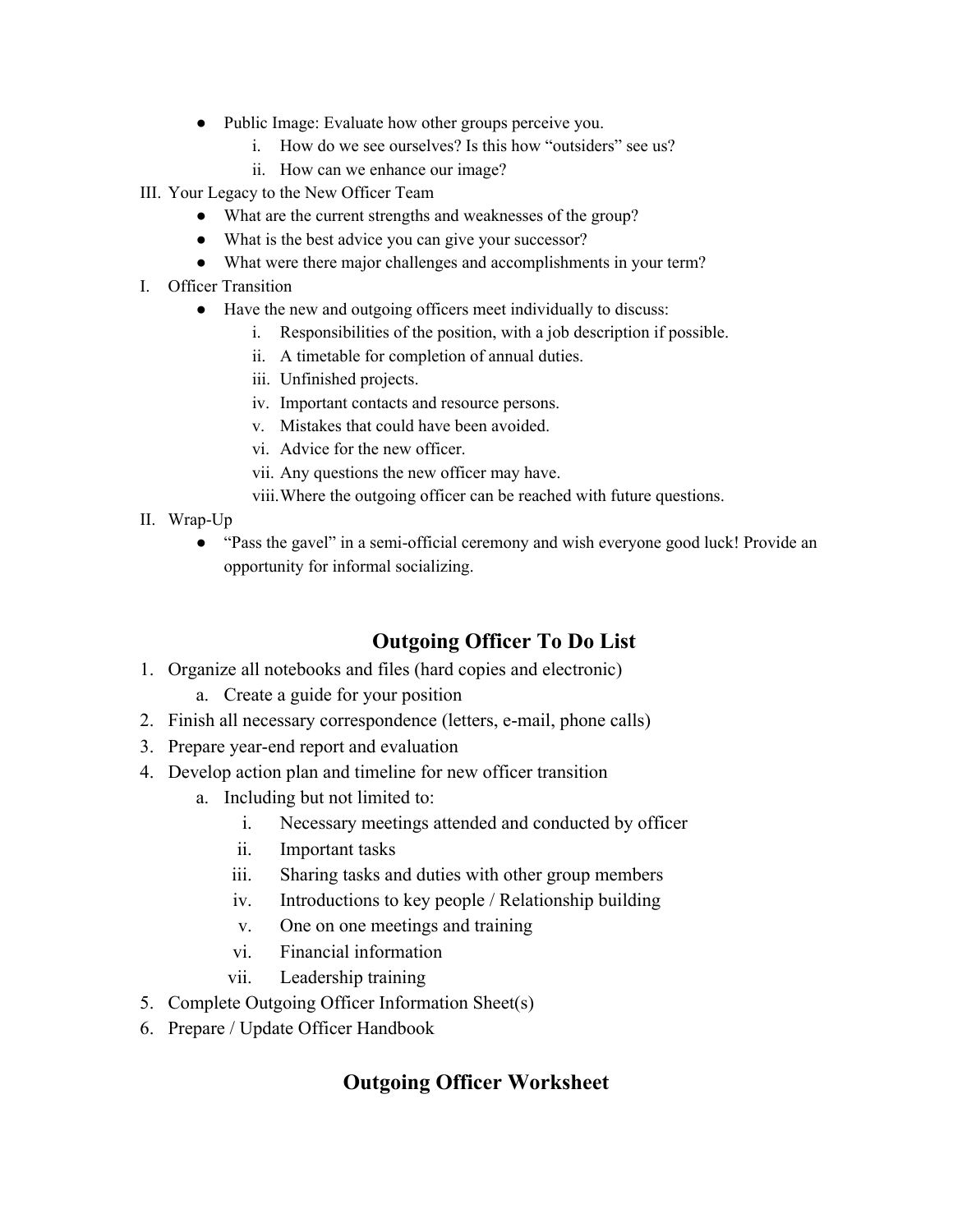- Public Image: Evaluate how other groups perceive you.
    - i. How do we see ourselves? Is this how "outsiders" see us?
    - ii. How can we enhance our image?

III. Your Legacy to the New Officer Team

- What are the current strengths and weaknesses of the group?
- What is the best advice you can give your successor?
- What were there major challenges and accomplishments in your term?

I. Officer Transition

- Have the new and outgoing officers meet individually to discuss:
    - i. Responsibilities of the position, with a job description if possible.
    - ii. A timetable for completion of annual duties.
    - iii. Unfinished projects.
    - iv. Important contacts and resource persons.
    - v. Mistakes that could have been avoided.
    - vi. Advice for the new officer.
    - vii. Any questions the new officer may have.
    - viii. Where the outgoing officer can be reached with future questions.

II. Wrap-Up

- "Pass the gavel" in a semi-official ceremony and wish everyone good luck! Provide an opportunity for informal socializing.

## Outgoing Officer To Do List

1. Organize all notebooks and files (hard copies and electronic)
    a. Create a guide for your position
2. Finish all necessary correspondence (letters, e-mail, phone calls)
3. Prepare year-end report and evaluation
4. Develop action plan and timeline for new officer transition
    a. Including but not limited to:
        - i. Necessary meetings attended and conducted by officer
        - ii. Important tasks
        - iii. Sharing tasks and duties with other group members
        - iv. Introductions to key people / Relationship building
        - v. One on one meetings and training
        - vi. Financial information
        - vii. Leadership training
5. Complete Outgoing Officer Information Sheet(s)
6. Prepare / Update Officer Handbook

## Outgoing Officer Worksheet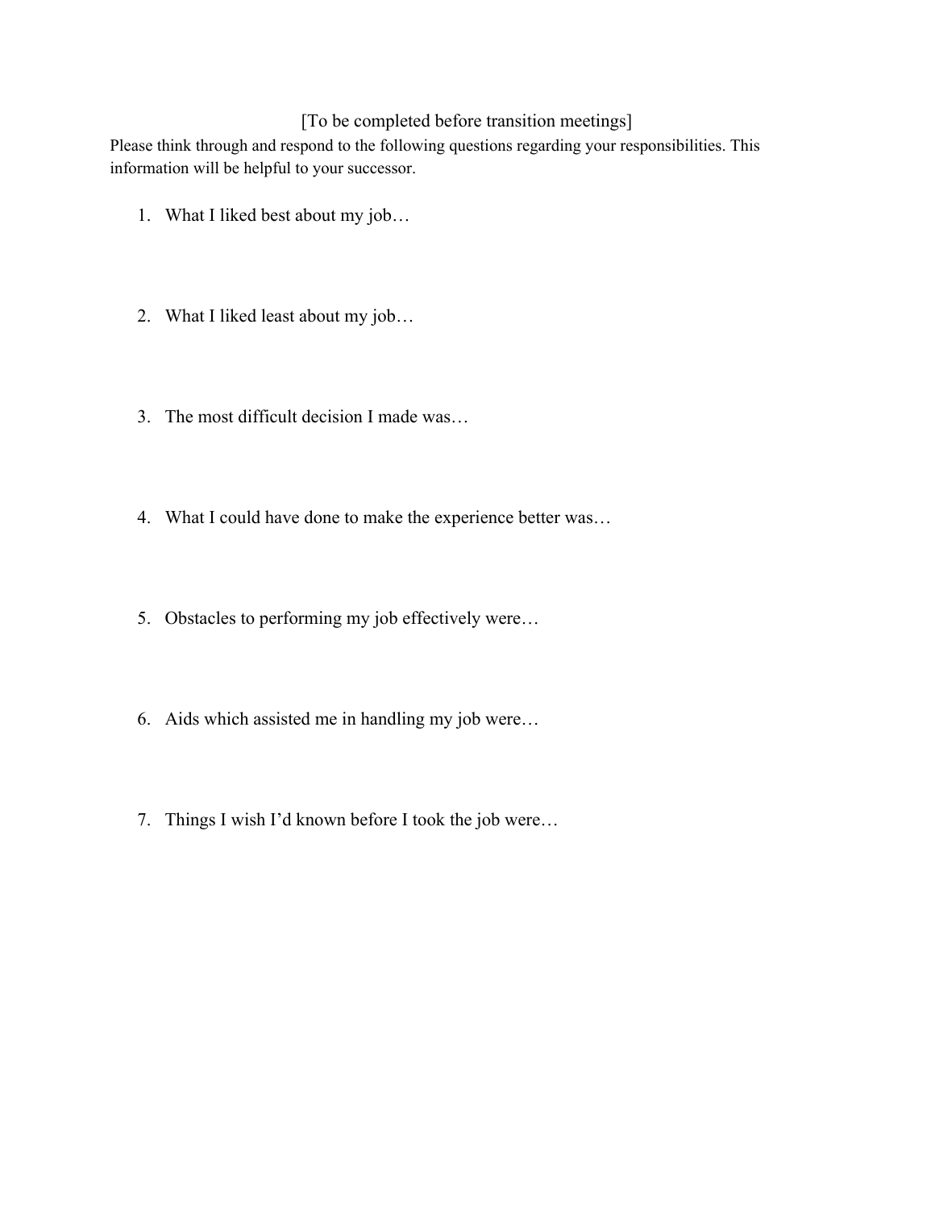[To be completed before transition meetings]

Please think through and respond to the following questions regarding your responsibilities. This information will be helpful to your successor.

1. What I liked best about my job…

2. What I liked least about my job…

3. The most difficult decision I made was…

4. What I could have done to make the experience better was…

5. Obstacles to performing my job effectively were…

6. Aids which assisted me in handling my job were…

7. Things I wish I'd known before I took the job were…